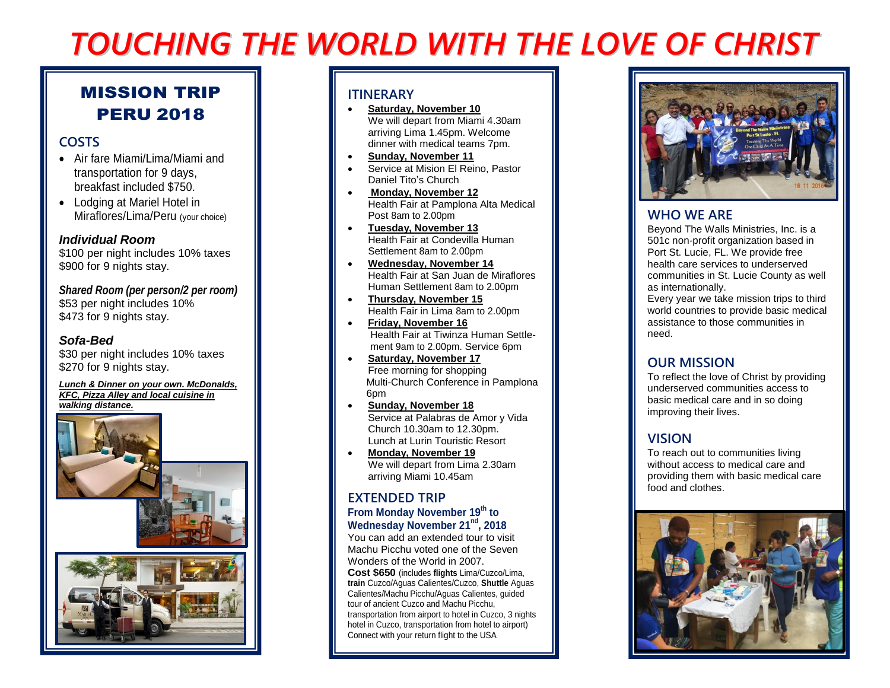# TOUCHING THE WORLD WITH THE LOVE OF CHRIST

## MISSION TRIP PERU 2018

### COSTS

- Air fare Miami/Lima/Miami and transportation for 9 days, breakfast included $750.
- Lodging at Mariel Hotel in Miraflores/Lima/Peru (your choice)

***Individual Room***

$100 per night includes 10% taxes
$900 for 9 nights stay.

***Shared Room (per person/2 per room)***

$53 per night includes 10%
$473 for 9 nights stay.

***Sofa-Bed***

$30 per night includes 10% taxes
$270 for 9 nights stay.

***Lunch & Dinner on your own. McDonalds, KFC, Pizza Alley and local cuisine in walking distance.***

### ITINERARY

- **Saturday, November 10**
  We will depart from Miami 4.30am arriving Lima 1.45pm. Welcome dinner with medical teams 7pm.
- **Sunday, November 11**
- Service at Mision El Reino, Pastor Daniel Tito's Church
- **Monday, November 12**
  Health Fair at Pamplona Alta Medical Post 8am to 2.00pm
- **Tuesday, November 13**
  Health Fair at Condevilla Human Settlement 8am to 2.00pm
- **Wednesday, November 14**
  Health Fair at San Juan de Miraflores Human Settlement 8am to 2.00pm
- **Thursday, November 15**
  Health Fair in Lima 8am to 2.00pm
- **Friday, November 16**
  Health Fair at Tiwinza Human Settlement 9am to 2.00pm. Service 6pm
- **Saturday, November 17**
  Free morning for shopping
  Multi-Church Conference in Pamplona 6pm
- **Sunday, November 18**
  Service at Palabras de Amor y Vida Church 10.30am to 12.30pm.
  Lunch at Lurin Touristic Resort
- **Monday, November 19**
  We will depart from Lima 2.30am arriving Miami 10.45am

### EXTENDED TRIP

**From Monday November 19th to Wednesday November 21st, 2018**

You can add an extended tour to visit Machu Picchu voted one of the Seven Wonders of the World in 2007.

**Cost $650** (includes **flights** Lima/Cuzco/Lima, **train** Cuzco/Aguas Calientes/Cuzco, **Shuttle** Aguas Calientes/Machu Picchu/Aguas Calientes, guided tour of ancient Cuzco and Machu Picchu, transportation from airport to hotel in Cuzco, 3 nights hotel in Cuzco, transportation from hotel to airport) Connect with your return flight to the USA

### WHO WE ARE

Beyond The Walls Ministries, Inc. is a 501c non-profit organization based in Port St. Lucie, FL. We provide free health care services to underserved communities in St. Lucie County as well as internationally.

Every year we take mission trips to third world countries to provide basic medical assistance to those communities in need.

### OUR MISSION

To reflect the love of Christ by providing underserved communities access to basic medical care and in so doing improving their lives.

### VISION

To reach out to communities living without access to medical care and providing them with basic medical care food and clothes.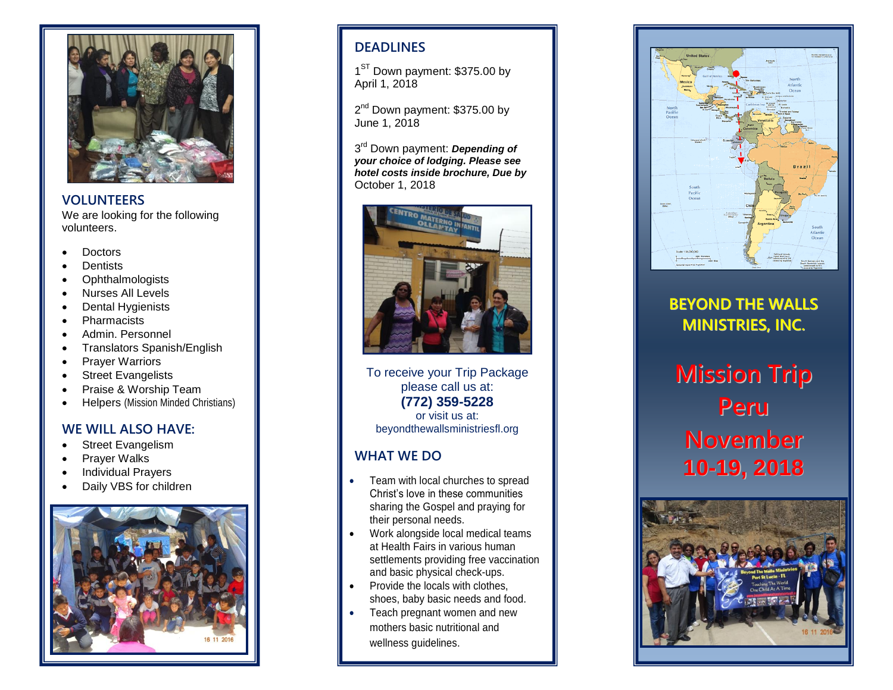## VOLUNTEERS

We are looking for the following volunteers.

- Doctors
- Dentists
- Ophthalmologists
- Nurses All Levels
- Dental Hygienists
- Pharmacists
- Admin. Personnel
- Translators Spanish/English
- Prayer Warriors
- Street Evangelists
- Praise & Worship Team
- Helpers (Mission Minded Christians)

## WE WILL ALSO HAVE:

- Street Evangelism
- Prayer Walks
- Individual Prayers
- Daily VBS for children

## DEADLINES

1ST Down payment: $375.00 by April 1, 2018

2nd Down payment: $375.00 by June 1, 2018

3rd Down payment: ***Depending of your choice of lodging. Please see hotel costs inside brochure, Due by*** October 1, 2018

To receive your Trip Package please call us at:
**(772) 359-5228**
or visit us at:
beyondthewallsministriesfl.org

## WHAT WE DO

- Team with local churches to spread Christ's love in these communities sharing the Gospel and praying for their personal needs.
- Work alongside local medical teams at Health Fairs in various human settlements providing free vaccination and basic physical check-ups.
- Provide the locals with clothes, shoes, baby basic needs and food.
- Teach pregnant women and new mothers basic nutritional and wellness guidelines.

# BEYOND THE WALLS MINISTRIES, INC.

# Mission Trip Peru November 10-19, 2018